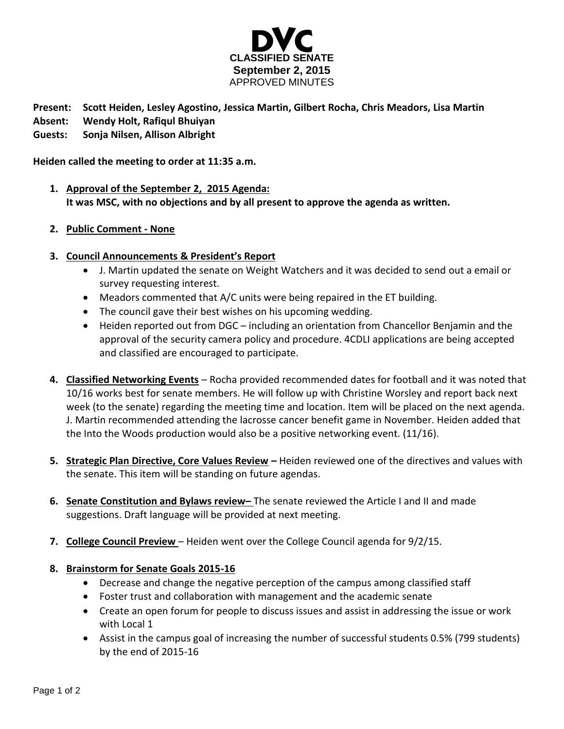# DVC

**CLASSIFIED SENATE**
**September 2, 2015**
APPROVED MINUTES

**Present:** **Scott Heiden, Lesley Agostino, Jessica Martin, Gilbert Rocha, Chris Meadors, Lisa Martin**
**Absent:** **Wendy Holt, Rafiqul Bhuiyan**
**Guests:** **Sonja Nilsen, Allison Albright**

**Heiden called the meeting to order at 11:35 a.m.**

1. **Approval of the September 2, 2015 Agenda:**
   **It was MSC, with no objections and by all present to approve the agenda as written.**

2. **Public Comment - None**

3. **Council Announcements & President's Report**
   - J. Martin updated the senate on Weight Watchers and it was decided to send out a email or survey requesting interest.
   - Meadors commented that A/C units were being repaired in the ET building.
   - The council gave their best wishes on his upcoming wedding.
   - Heiden reported out from DGC – including an orientation from Chancellor Benjamin and the approval of the security camera policy and procedure. 4CDLI applications are being accepted and classified are encouraged to participate.

4. **Classified Networking Events** – Rocha provided recommended dates for football and it was noted that 10/16 works best for senate members. He will follow up with Christine Worsley and report back next week (to the senate) regarding the meeting time and location. Item will be placed on the next agenda. J. Martin recommended attending the lacrosse cancer benefit game in November. Heiden added that the Into the Woods production would also be a positive networking event. (11/16).

5. **Strategic Plan Directive, Core Values Review –** Heiden reviewed one of the directives and values with the senate. This item will be standing on future agendas.

6. **Senate Constitution and Bylaws review–** The senate reviewed the Article I and II and made suggestions. Draft language will be provided at next meeting.

7. **College Council Preview** – Heiden went over the College Council agenda for 9/2/15.

8. **Brainstorm for Senate Goals 2015-16**
   - Decrease and change the negative perception of the campus among classified staff
   - Foster trust and collaboration with management and the academic senate
   - Create an open forum for people to discuss issues and assist in addressing the issue or work with Local 1
   - Assist in the campus goal of increasing the number of successful students 0.5% (799 students) by the end of 2015-16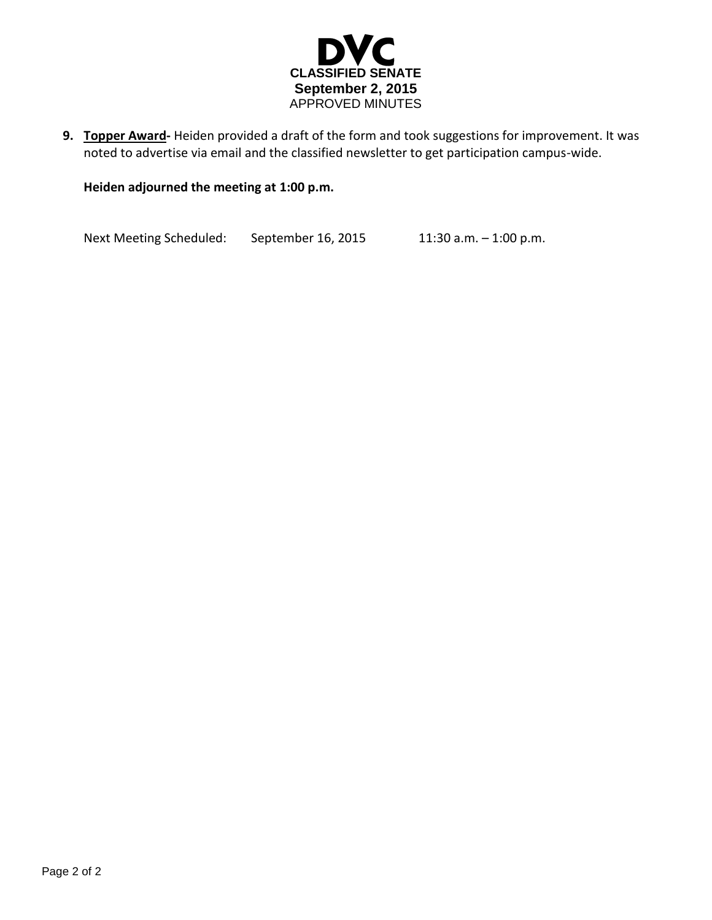9. **Topper Award-** Heiden provided a draft of the form and took suggestions for improvement. It was noted to advertise via email and the classified newsletter to get participation campus-wide.

**Heiden adjourned the meeting at 1:00 p.m.**

Next Meeting Scheduled: September 16, 2015 11:30 a.m. – 1:00 p.m.